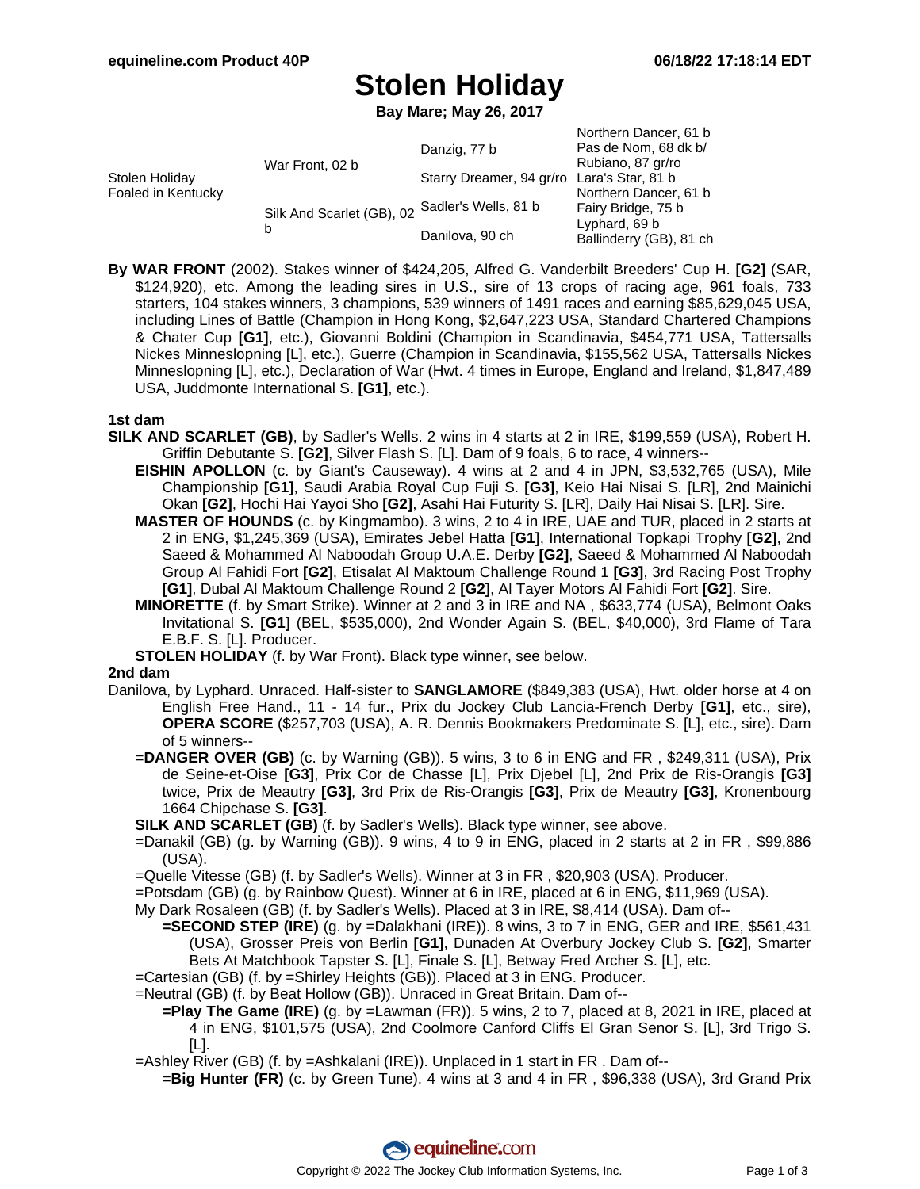# Stolen Holiday

**Bay Mare; May 26, 2017**

| | | | |
|---|---|---|---|
| Stolen Holiday Foaled in Kentucky | War Front, 02 b | Danzig, 77 b | Northern Dancer, 61 b |
| | | | Pas de Nom, 68 dk b/ |
| | | Starry Dreamer, 94 gr/ro | Rubiano, 87 gr/ro |
| | | | Lara's Star, 81 b |
| | Silk And Scarlet (GB), 02 b | Sadler's Wells, 81 b | Northern Dancer, 61 b |
| | | | Fairy Bridge, 75 b |
| | | Danilova, 90 ch | Lyphard, 69 b |
| | | | Ballinderry (GB), 81 ch |

**By WAR FRONT** (2002). Stakes winner of $424,205, Alfred G. Vanderbilt Breeders' Cup H. **[G2]** (SAR, $124,920), etc. Among the leading sires in U.S., sire of 13 crops of racing age, 961 foals, 733 starters, 104 stakes winners, 3 champions, 539 winners of 1491 races and earning $85,629,045 USA, including Lines of Battle (Champion in Hong Kong, $2,647,223 USA, Standard Chartered Champions & Chater Cup **[G1]**, etc.), Giovanni Boldini (Champion in Scandinavia, $454,771 USA, Tattersalls Nickes Minneslopning [L], etc.), Guerre (Champion in Scandinavia, $155,562 USA, Tattersalls Nickes Minneslopning [L], etc.), Declaration of War (Hwt. 4 times in Europe, England and Ireland, $1,847,489 USA, Juddmonte International S. **[G1]**, etc.).

**1st dam**

**SILK AND SCARLET (GB)**, by Sadler's Wells. 2 wins in 4 starts at 2 in IRE, $199,559 (USA), Robert H. Griffin Debutante S. **[G2]**, Silver Flash S. [L]. Dam of 9 foals, 6 to race, 4 winners--

**EISHIN APOLLON** (c. by Giant's Causeway). 4 wins at 2 and 4 in JPN, $3,532,765 (USA), Mile Championship **[G1]**, Saudi Arabia Royal Cup Fuji S. **[G3]**, Keio Hai Nisai S. [LR], 2nd Mainichi Okan **[G2]**, Hochi Hai Yayoi Sho **[G2]**, Asahi Hai Futurity S. [LR], Daily Hai Nisai S. [LR]. Sire.

**MASTER OF HOUNDS** (c. by Kingmambo). 3 wins, 2 to 4 in IRE, UAE and TUR, placed in 2 starts at 2 in ENG, $1,245,369 (USA), Emirates Jebel Hatta **[G1]**, International Topkapi Trophy **[G2]**, 2nd Saeed & Mohammed Al Naboodah Group U.A.E. Derby **[G2]**, Saeed & Mohammed Al Naboodah Group Al Fahidi Fort **[G2]**, Etisalat Al Maktoum Challenge Round 1 **[G3]**, 3rd Racing Post Trophy **[G1]**, Dubal Al Maktoum Challenge Round 2 **[G2]**, Al Tayer Motors Al Fahidi Fort **[G2]**. Sire.

**MINORETTE** (f. by Smart Strike). Winner at 2 and 3 in IRE and NA , $633,774 (USA), Belmont Oaks Invitational S. **[G1]** (BEL, $535,000), 2nd Wonder Again S. (BEL, $40,000), 3rd Flame of Tara E.B.F. S. [L]. Producer.

**STOLEN HOLIDAY** (f. by War Front). Black type winner, see below.

**2nd dam**

Danilova, by Lyphard. Unraced. Half-sister to **SANGLAMORE** ($849,383 (USA), Hwt. older horse at 4 on English Free Hand., 11 - 14 fur., Prix du Jockey Club Lancia-French Derby **[G1]**, etc., sire), **OPERA SCORE** ($257,703 (USA), A. R. Dennis Bookmakers Predominate S. [L], etc., sire). Dam of 5 winners--

**=DANGER OVER (GB)** (c. by Warning (GB)). 5 wins, 3 to 6 in ENG and FR , $249,311 (USA), Prix de Seine-et-Oise **[G3]**, Prix Cor de Chasse [L], Prix Djebel [L], 2nd Prix de Ris-Orangis **[G3]** twice, Prix de Meautry **[G3]**, 3rd Prix de Ris-Orangis **[G3]**, Prix de Meautry **[G3]**, Kronenbourg 1664 Chipchase S. **[G3]**.

**SILK AND SCARLET (GB)** (f. by Sadler's Wells). Black type winner, see above.

=Danakil (GB) (g. by Warning (GB)). 9 wins, 4 to 9 in ENG, placed in 2 starts at 2 in FR , $99,886 (USA).

=Quelle Vitesse (GB) (f. by Sadler's Wells). Winner at 3 in FR , $20,903 (USA). Producer.

=Potsdam (GB) (g. by Rainbow Quest). Winner at 6 in IRE, placed at 6 in ENG, $11,969 (USA).

My Dark Rosaleen (GB) (f. by Sadler's Wells). Placed at 3 in IRE, $8,414 (USA). Dam of--

**=SECOND STEP (IRE)** (g. by =Dalakhani (IRE)). 8 wins, 3 to 7 in ENG, GER and IRE, $561,431 (USA), Grosser Preis von Berlin **[G1]**, Dunaden At Overbury Jockey Club S. **[G2]**, Smarter Bets At Matchbook Tapster S. [L], Finale S. [L], Betway Fred Archer S. [L], etc.

=Cartesian (GB) (f. by =Shirley Heights (GB)). Placed at 3 in ENG. Producer.

=Neutral (GB) (f. by Beat Hollow (GB)). Unraced in Great Britain. Dam of--

**=Play The Game (IRE)** (g. by =Lawman (FR)). 5 wins, 2 to 7, placed at 8, 2021 in IRE, placed at 4 in ENG, $101,575 (USA), 2nd Coolmore Canford Cliffs El Gran Senor S. [L], 3rd Trigo S. [L].

=Ashley River (GB) (f. by =Ashkalani (IRE)). Unplaced in 1 start in FR . Dam of--

**=Big Hunter (FR)** (c. by Green Tune). 4 wins at 3 and 4 in FR , $96,338 (USA), 3rd Grand Prix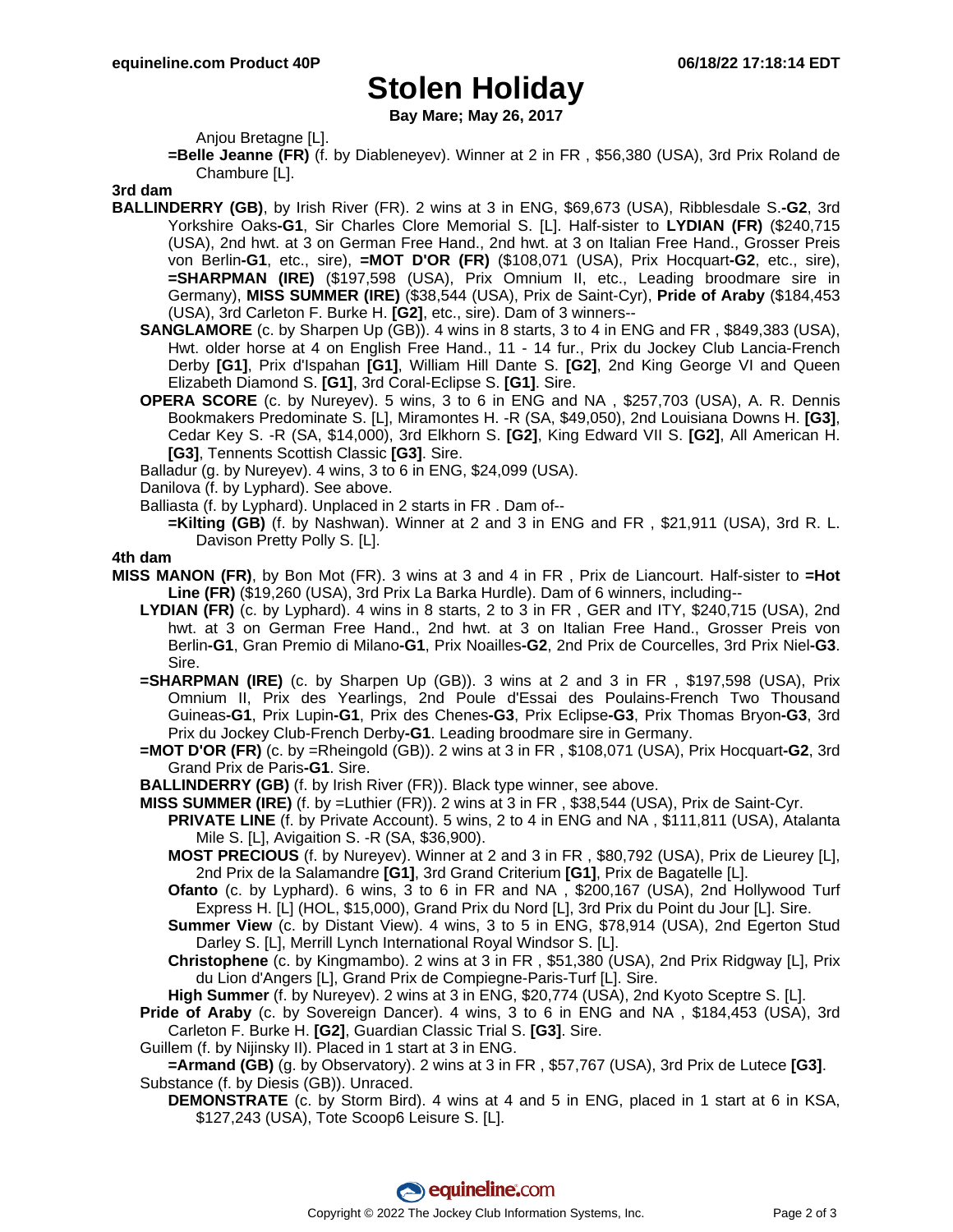# Stolen Holiday

**Bay Mare; May 26, 2017**

Anjou Bretagne [L].

**=Belle Jeanne (FR)** (f. by Diableneyev). Winner at 2 in FR , $56,380 (USA), 3rd Prix Roland de Chambure [L].

**3rd dam**

**BALLINDERRY (GB)**, by Irish River (FR). 2 wins at 3 in ENG, $69,673 (USA), Ribblesdale S.**-G2**, 3rd Yorkshire Oaks**-G1**, Sir Charles Clore Memorial S. [L]. Half-sister to **LYDIAN (FR)** ($240,715 (USA), 2nd hwt. at 3 on German Free Hand., 2nd hwt. at 3 on Italian Free Hand., Grosser Preis von Berlin**-G1**, etc., sire), **=MOT D'OR (FR)** ($108,071 (USA), Prix Hocquart**-G2**, etc., sire), **=SHARPMAN (IRE)** ($197,598 (USA), Prix Omnium II, etc., Leading broodmare sire in Germany), **MISS SUMMER (IRE)** ($38,544 (USA), Prix de Saint-Cyr), **Pride of Araby** ($184,453 (USA), 3rd Carleton F. Burke H. **[G2]**, etc., sire). Dam of 3 winners--

**SANGLAMORE** (c. by Sharpen Up (GB)). 4 wins in 8 starts, 3 to 4 in ENG and FR , $849,383 (USA), Hwt. older horse at 4 on English Free Hand., 11 - 14 fur., Prix du Jockey Club Lancia-French Derby **[G1]**, Prix d'Ispahan **[G1]**, William Hill Dante S. **[G2]**, 2nd King George VI and Queen Elizabeth Diamond S. **[G1]**, 3rd Coral-Eclipse S. **[G1]**. Sire.

**OPERA SCORE** (c. by Nureyev). 5 wins, 3 to 6 in ENG and NA , $257,703 (USA), A. R. Dennis Bookmakers Predominate S. [L], Miramontes H. -R (SA, $49,050), 2nd Louisiana Downs H. **[G3]**, Cedar Key S. -R (SA, $14,000), 3rd Elkhorn S. **[G2]**, King Edward VII S. **[G2]**, All American H. **[G3]**, Tennents Scottish Classic **[G3]**. Sire.

Balladur (g. by Nureyev). 4 wins, 3 to 6 in ENG, $24,099 (USA).

Danilova (f. by Lyphard). See above.

Balliasta (f. by Lyphard). Unplaced in 2 starts in FR . Dam of--

**=Kilting (GB)** (f. by Nashwan). Winner at 2 and 3 in ENG and FR , $21,911 (USA), 3rd R. L. Davison Pretty Polly S. [L].

**4th dam**

**MISS MANON (FR)**, by Bon Mot (FR). 3 wins at 3 and 4 in FR , Prix de Liancourt. Half-sister to **=Hot Line (FR)** ($19,260 (USA), 3rd Prix La Barka Hurdle). Dam of 6 winners, including--

**LYDIAN (FR)** (c. by Lyphard). 4 wins in 8 starts, 2 to 3 in FR , GER and ITY, $240,715 (USA), 2nd hwt. at 3 on German Free Hand., 2nd hwt. at 3 on Italian Free Hand., Grosser Preis von Berlin**-G1**, Gran Premio di Milano**-G1**, Prix Noailles**-G2**, 2nd Prix de Courcelles, 3rd Prix Niel**-G3**. Sire.

**=SHARPMAN (IRE)** (c. by Sharpen Up (GB)). 3 wins at 2 and 3 in FR , $197,598 (USA), Prix Omnium II, Prix des Yearlings, 2nd Poule d'Essai des Poulains-French Two Thousand Guineas**-G1**, Prix Lupin**-G1**, Prix des Chenes**-G3**, Prix Eclipse**-G3**, Prix Thomas Bryon**-G3**, 3rd Prix du Jockey Club-French Derby**-G1**. Leading broodmare sire in Germany.

**=MOT D'OR (FR)** (c. by =Rheingold (GB)). 2 wins at 3 in FR , $108,071 (USA), Prix Hocquart**-G2**, 3rd Grand Prix de Paris**-G1**. Sire.

**BALLINDERRY (GB)** (f. by Irish River (FR)). Black type winner, see above.

**MISS SUMMER (IRE)** (f. by =Luthier (FR)). 2 wins at 3 in FR , $38,544 (USA), Prix de Saint-Cyr.

**PRIVATE LINE** (f. by Private Account). 5 wins, 2 to 4 in ENG and NA , $111,811 (USA), Atalanta Mile S. [L], Avigaition S. -R (SA, $36,900).

**MOST PRECIOUS** (f. by Nureyev). Winner at 2 and 3 in FR , $80,792 (USA), Prix de Lieurey [L], 2nd Prix de la Salamandre **[G1]**, 3rd Grand Criterium **[G1]**, Prix de Bagatelle [L].

**Ofanto** (c. by Lyphard). 6 wins, 3 to 6 in FR and NA , $200,167 (USA), 2nd Hollywood Turf Express H. [L] (HOL, $15,000), Grand Prix du Nord [L], 3rd Prix du Point du Jour [L]. Sire.

**Summer View** (c. by Distant View). 4 wins, 3 to 5 in ENG, $78,914 (USA), 2nd Egerton Stud Darley S. [L], Merrill Lynch International Royal Windsor S. [L].

**Christophene** (c. by Kingmambo). 2 wins at 3 in FR , $51,380 (USA), 2nd Prix Ridgway [L], Prix du Lion d'Angers [L], Grand Prix de Compiegne-Paris-Turf [L]. Sire.

**High Summer** (f. by Nureyev). 2 wins at 3 in ENG, $20,774 (USA), 2nd Kyoto Sceptre S. [L].

**Pride of Araby** (c. by Sovereign Dancer). 4 wins, 3 to 6 in ENG and NA , $184,453 (USA), 3rd Carleton F. Burke H. **[G2]**, Guardian Classic Trial S. **[G3]**. Sire.

Guillem (f. by Nijinsky II). Placed in 1 start at 3 in ENG.

**=Armand (GB)** (g. by Observatory). 2 wins at 3 in FR , $57,767 (USA), 3rd Prix de Lutece **[G3]**.

Substance (f. by Diesis (GB)). Unraced.

**DEMONSTRATE** (c. by Storm Bird). 4 wins at 4 and 5 in ENG, placed in 1 start at 6 in KSA, $127,243 (USA), Tote Scoop6 Leisure S. [L].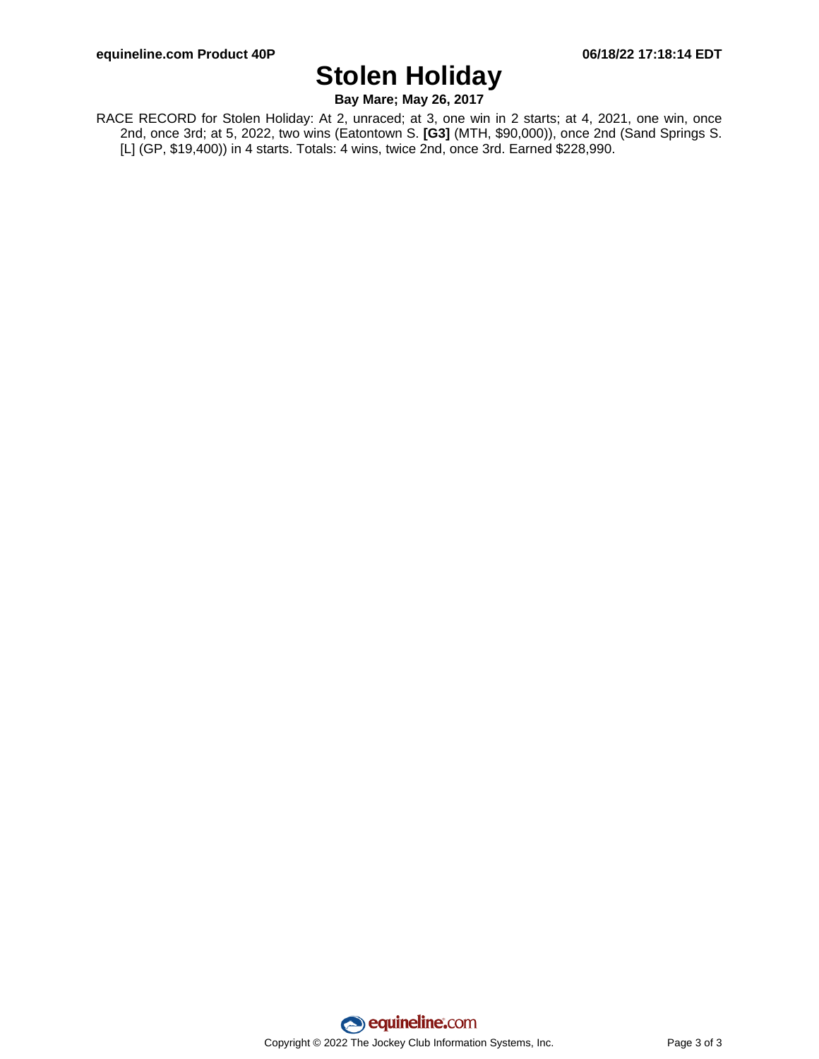# Stolen Holiday

**Bay Mare; May 26, 2017**

RACE RECORD for Stolen Holiday: At 2, unraced; at 3, one win in 2 starts; at 4, 2021, one win, once 2nd, once 3rd; at 5, 2022, two wins (Eatontown S. **[G3]** (MTH, $90,000)), once 2nd (Sand Springs S. [L] (GP, $19,400)) in 4 starts. Totals: 4 wins, twice 2nd, once 3rd. Earned $228,990.